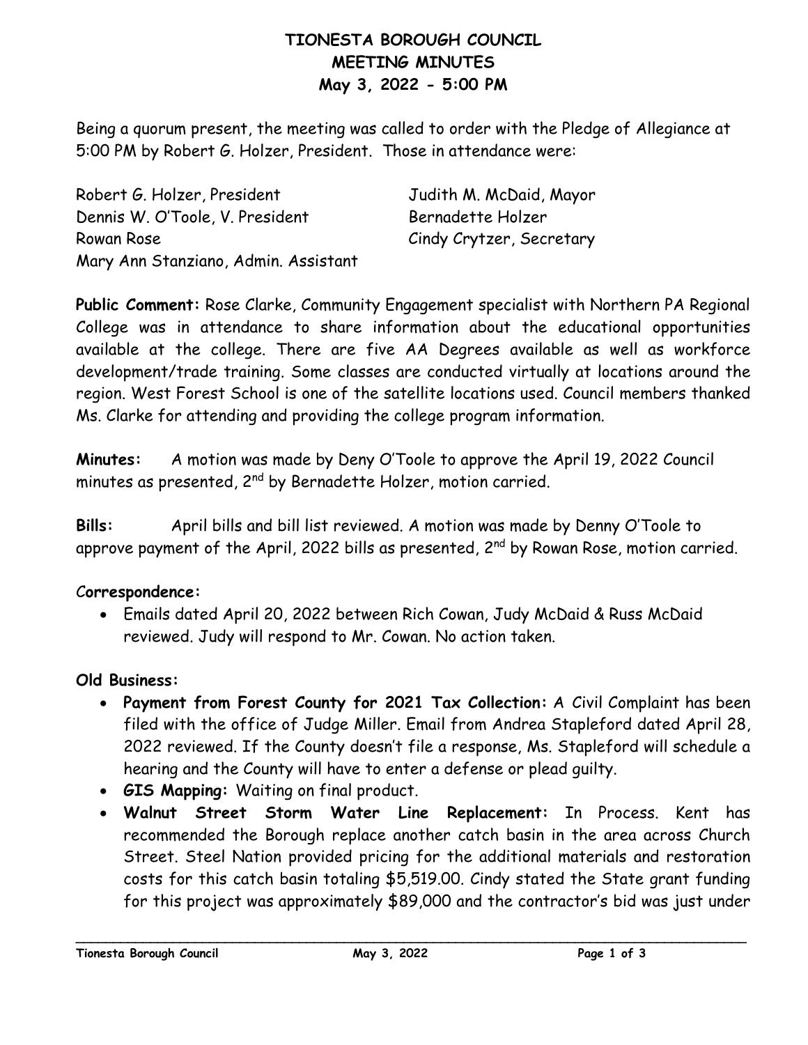# TIONESTA BOROUGH COUNCIL
## MEETING MINUTES
### May 3, 2022 - 5:00 PM

Being a quorum present, the meeting was called to order with the Pledge of Allegiance at 5:00 PM by Robert G. Holzer, President. Those in attendance were:

Robert G. Holzer, President
Dennis W. O'Toole, V. President
Rowan Rose
Mary Ann Stanziano, Admin. Assistant
Judith M. McDaid, Mayor
Bernadette Holzer
Cindy Crytzer, Secretary

**Public Comment:** Rose Clarke, Community Engagement specialist with Northern PA Regional College was in attendance to share information about the educational opportunities available at the college. There are five AA Degrees available as well as workforce development/trade training. Some classes are conducted virtually at locations around the region. West Forest School is one of the satellite locations used. Council members thanked Ms. Clarke for attending and providing the college program information.

**Minutes:** A motion was made by Deny O'Toole to approve the April 19, 2022 Council minutes as presented, 2nd by Bernadette Holzer, motion carried.

**Bills:** April bills and bill list reviewed. A motion was made by Denny O'Toole to approve payment of the April, 2022 bills as presented, 2nd by Rowan Rose, motion carried.

**Correspondence:**

- Emails dated April 20, 2022 between Rich Cowan, Judy McDaid & Russ McDaid reviewed. Judy will respond to Mr. Cowan. No action taken.

**Old Business:**

- **Payment from Forest County for 2021 Tax Collection:** A Civil Complaint has been filed with the office of Judge Miller. Email from Andrea Stapleford dated April 28, 2022 reviewed. If the County doesn't file a response, Ms. Stapleford will schedule a hearing and the County will have to enter a defense or plead guilty.
- **GIS Mapping:** Waiting on final product.
- **Walnut Street Storm Water Line Replacement:** In Process. Kent has recommended the Borough replace another catch basin in the area across Church Street. Steel Nation provided pricing for the additional materials and restoration costs for this catch basin totaling $5,519.00. Cindy stated the State grant funding for this project was approximately $89,000 and the contractor's bid was just under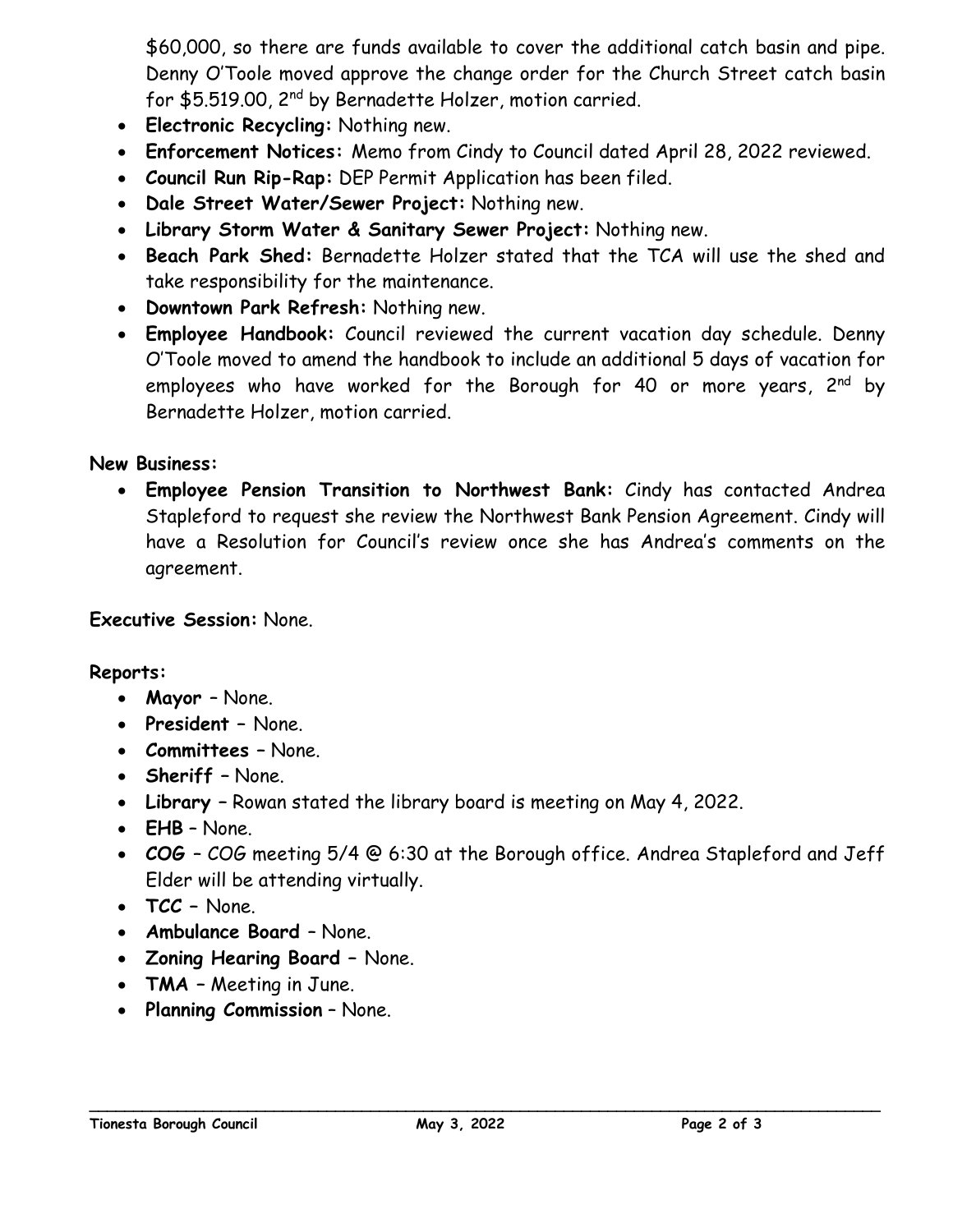$60,000, so there are funds available to cover the additional catch basin and pipe. Denny O'Toole moved approve the change order for the Church Street catch basin for $5.519.00, 2nd by Bernadette Holzer, motion carried.

- **Electronic Recycling:** Nothing new.
- **Enforcement Notices:** Memo from Cindy to Council dated April 28, 2022 reviewed.
- **Council Run Rip-Rap:** DEP Permit Application has been filed.
- **Dale Street Water/Sewer Project:** Nothing new.
- **Library Storm Water & Sanitary Sewer Project:** Nothing new.
- **Beach Park Shed:** Bernadette Holzer stated that the TCA will use the shed and take responsibility for the maintenance.
- **Downtown Park Refresh:** Nothing new.
- **Employee Handbook:** Council reviewed the current vacation day schedule. Denny O'Toole moved to amend the handbook to include an additional 5 days of vacation for employees who have worked for the Borough for 40 or more years, 2nd by Bernadette Holzer, motion carried.

**New Business:**

- **Employee Pension Transition to Northwest Bank:** Cindy has contacted Andrea Stapleford to request she review the Northwest Bank Pension Agreement. Cindy will have a Resolution for Council's review once she has Andrea's comments on the agreement.

**Executive Session:** None.

**Reports:**

- **Mayor** – None.
- **President –** None.
- **Committees –** None.
- **Sheriff –** None.
- **Library** – Rowan stated the library board is meeting on May 4, 2022.
- **EHB** – None.
- **COG** – COG meeting 5/4 @ 6:30 at the Borough office. Andrea Stapleford and Jeff Elder will be attending virtually.
- **TCC –** None.
- **Ambulance Board** – None.
- **Zoning Hearing Board –** None.
- **TMA** – Meeting in June.
- **Planning Commission** – None.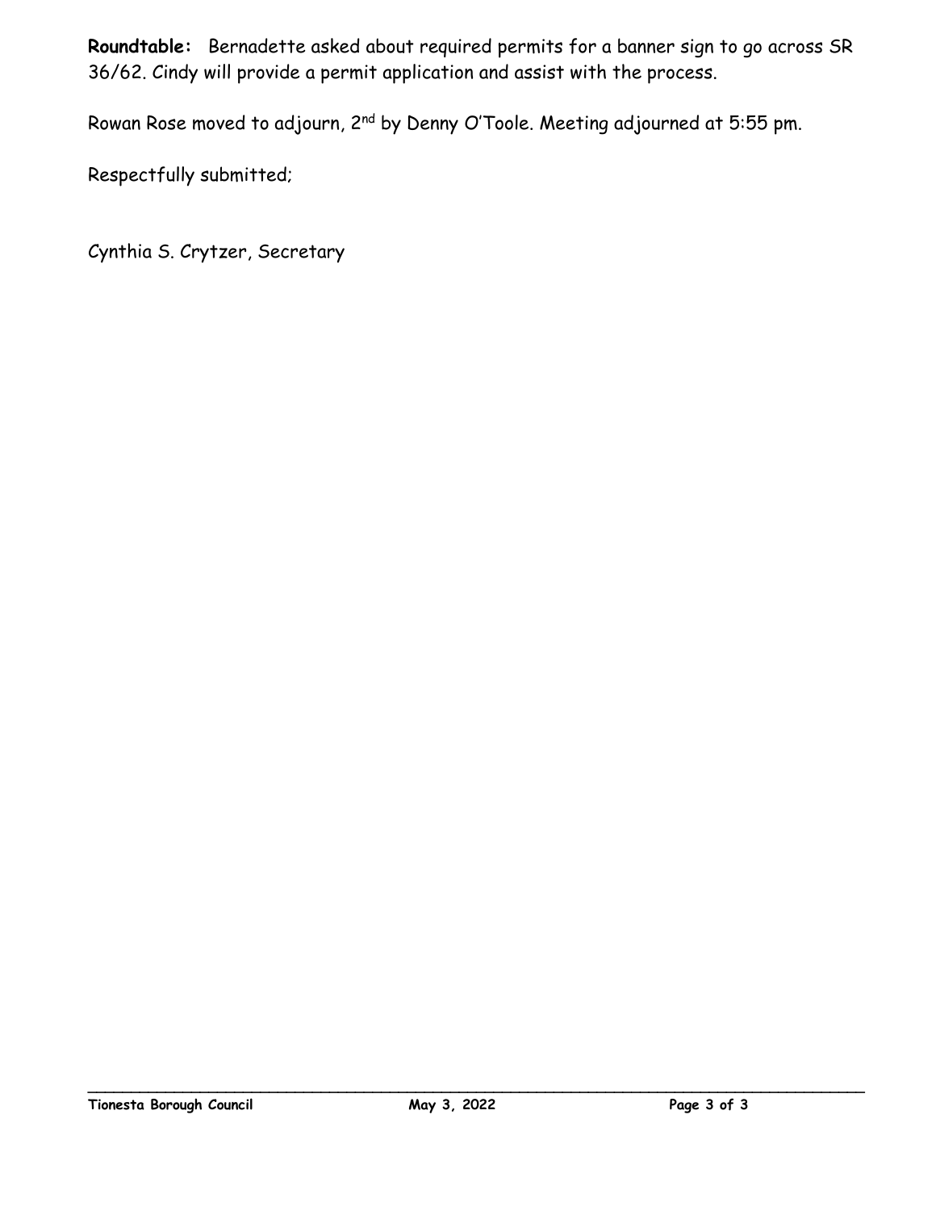**Roundtable:** Bernadette asked about required permits for a banner sign to go across SR 36/62. Cindy will provide a permit application and assist with the process.

Rowan Rose moved to adjourn, 2nd by Denny O'Toole. Meeting adjourned at 5:55 pm.

Respectfully submitted;

Cynthia S. Crytzer, Secretary